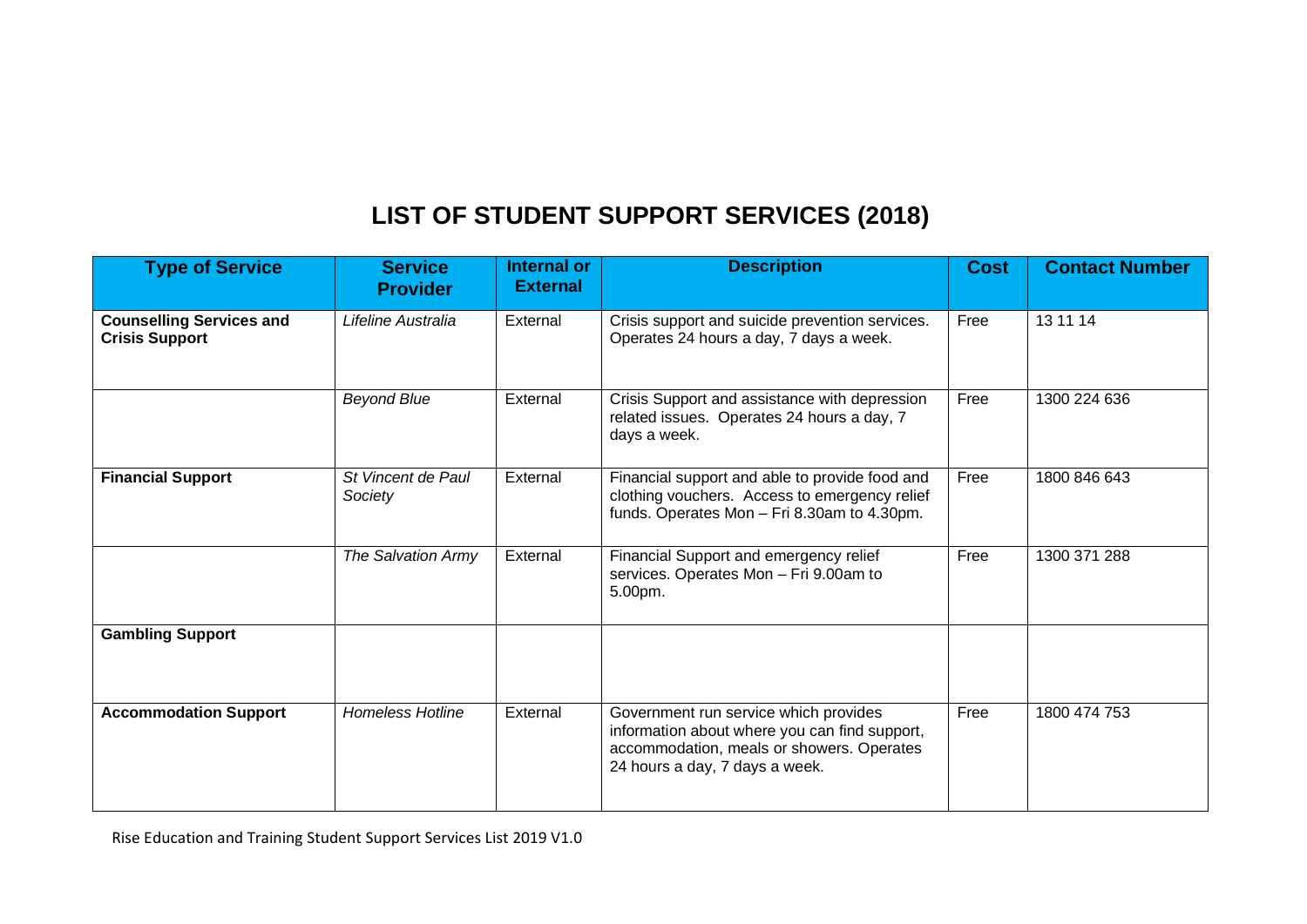# LIST OF STUDENT SUPPORT SERVICES (2018)

| Type of Service | Service Provider | Internal or External | Description | Cost | Contact Number |
|---|---|---|---|---|---|
| **Counselling Services and Crisis Support** | *Lifeline Australia* | External | Crisis support and suicide prevention services. Operates 24 hours a day, 7 days a week. | Free | 13 11 14 |
| | *Beyond Blue* | External | Crisis Support and assistance with depression related issues. Operates 24 hours a day, 7 days a week. | Free | 1300 224 636 |
| **Financial Support** | *St Vincent de Paul Society* | External | Financial support and able to provide food and clothing vouchers. Access to emergency relief funds. Operates Mon – Fri 8.30am to 4.30pm. | Free | 1800 846 643 |
| | *The Salvation Army* | External | Financial Support and emergency relief services. Operates Mon – Fri 9.00am to 5.00pm. | Free | 1300 371 288 |
| **Gambling Support** | | | | | |
| **Accommodation Support** | *Homeless Hotline* | External | Government run service which provides information about where you can find support, accommodation, meals or showers. Operates 24 hours a day, 7 days a week. | Free | 1800 474 753 |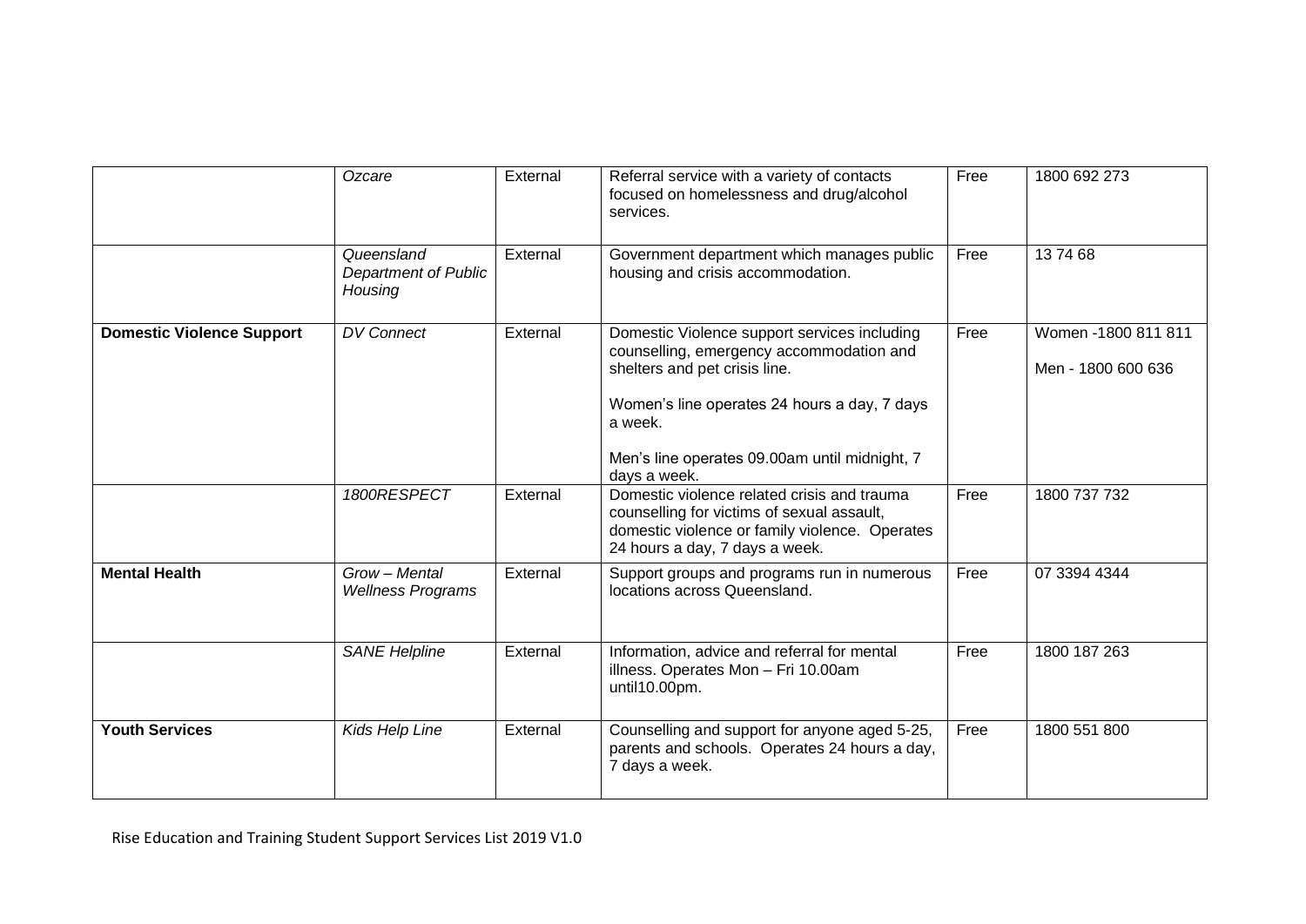| | | | | | |
|---|---|---|---|---|---|
| | *Ozcare* | External | Referral service with a variety of contacts focused on homelessness and drug/alcohol services. | Free | 1800 692 273 |
| | *Queensland Department of Public Housing* | External | Government department which manages public housing and crisis accommodation. | Free | 13 74 68 |
| **Domestic Violence Support** | *DV Connect* | External | Domestic Violence support services including counselling, emergency accommodation and shelters and pet crisis line.<br><br>Women's line operates 24 hours a day, 7 days a week.<br><br>Men's line operates 09.00am until midnight, 7 days a week. | Free | Women -1800 811 811<br><br>Men - 1800 600 636 |
| | *1800RESPECT* | External | Domestic violence related crisis and trauma counselling for victims of sexual assault, domestic violence or family violence. Operates 24 hours a day, 7 days a week. | Free | 1800 737 732 |
| **Mental Health** | *Grow – Mental Wellness Programs* | External | Support groups and programs run in numerous locations across Queensland. | Free | 07 3394 4344 |
| | *SANE Helpline* | External | Information, advice and referral for mental illness. Operates Mon – Fri 10.00am until10.00pm. | Free | 1800 187 263 |
| **Youth Services** | *Kids Help Line* | External | Counselling and support for anyone aged 5-25, parents and schools. Operates 24 hours a day, 7 days a week. | Free | 1800 551 800 |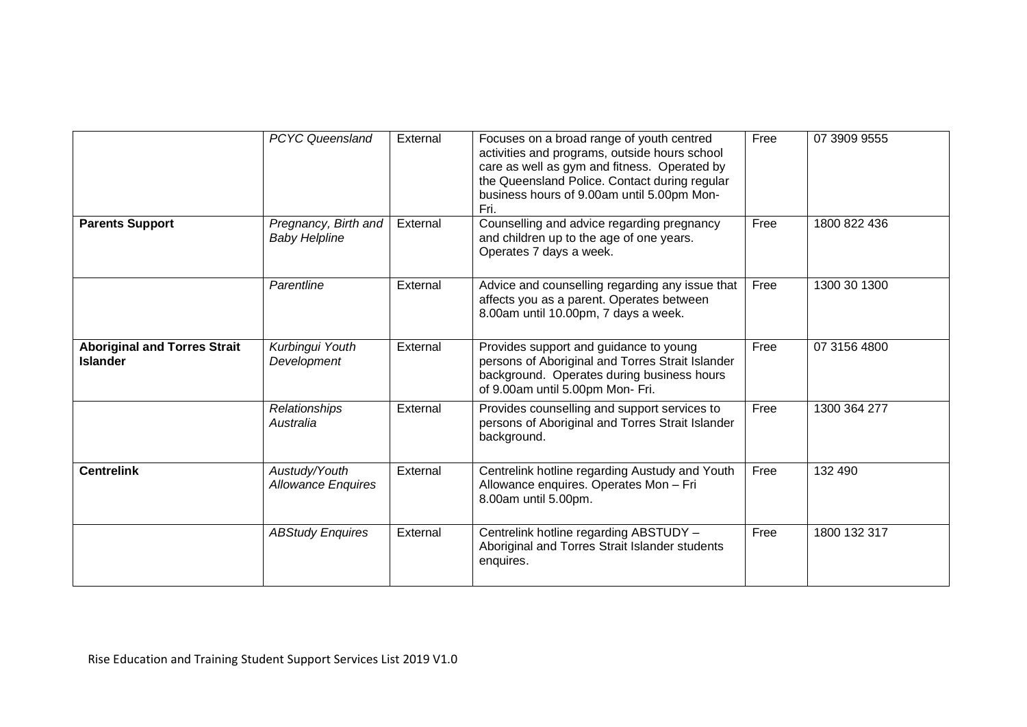| | | | | | |
|---|---|---|---|---|---|
| | *PCYC Queensland* | External | Focuses on a broad range of youth centred activities and programs, outside hours school care as well as gym and fitness. Operated by the Queensland Police. Contact during regular business hours of 9.00am until 5.00pm Mon-Fri. | Free | 07 3909 9555 |
| **Parents Support** | *Pregnancy, Birth and Baby Helpline* | External | Counselling and advice regarding pregnancy and children up to the age of one years. Operates 7 days a week. | Free | 1800 822 436 |
| | *Parentline* | External | Advice and counselling regarding any issue that affects you as a parent. Operates between 8.00am until 10.00pm, 7 days a week. | Free | 1300 30 1300 |
| **Aboriginal and Torres Strait Islander** | *Kurbingui Youth Development* | External | Provides support and guidance to young persons of Aboriginal and Torres Strait Islander background. Operates during business hours of 9.00am until 5.00pm Mon- Fri. | Free | 07 3156 4800 |
| | *Relationships Australia* | External | Provides counselling and support services to persons of Aboriginal and Torres Strait Islander background. | Free | 1300 364 277 |
| **Centrelink** | *Austudy/Youth Allowance Enquires* | External | Centrelink hotline regarding Austudy and Youth Allowance enquires. Operates Mon – Fri 8.00am until 5.00pm. | Free | 132 490 |
| | *ABStudy Enquires* | External | Centrelink hotline regarding ABSTUDY – Aboriginal and Torres Strait Islander students enquires. | Free | 1800 132 317 |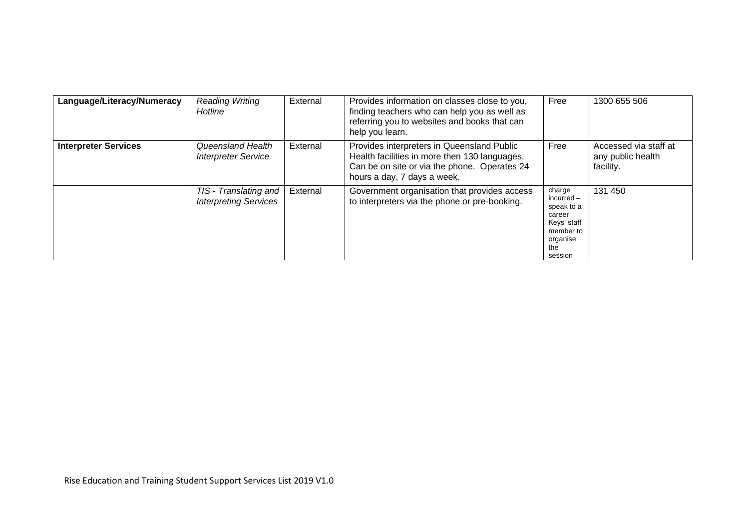| | | | | | |
|---|---|---|---|---|---|
| **Language/Literacy/Numeracy** | *Reading Writing Hotline* | External | Provides information on classes close to you, finding teachers who can help you as well as referring you to websites and books that can help you learn. | Free | 1300 655 506 |
| **Interpreter Services** | *Queensland Health Interpreter Service* | External | Provides interpreters in Queensland Public Health facilities in more then 130 languages. Can be on site or via the phone. Operates 24 hours a day, 7 days a week. | Free | Accessed via staff at any public health facility. |
| | *TIS - Translating and Interpreting Services* | External | Government organisation that provides access to interpreters via the phone or pre-booking. | charge incurred – speak to a career Keys' staff member to organise the session | 131 450 |

Rise Education and Training Student Support Services List 2019 V1.0